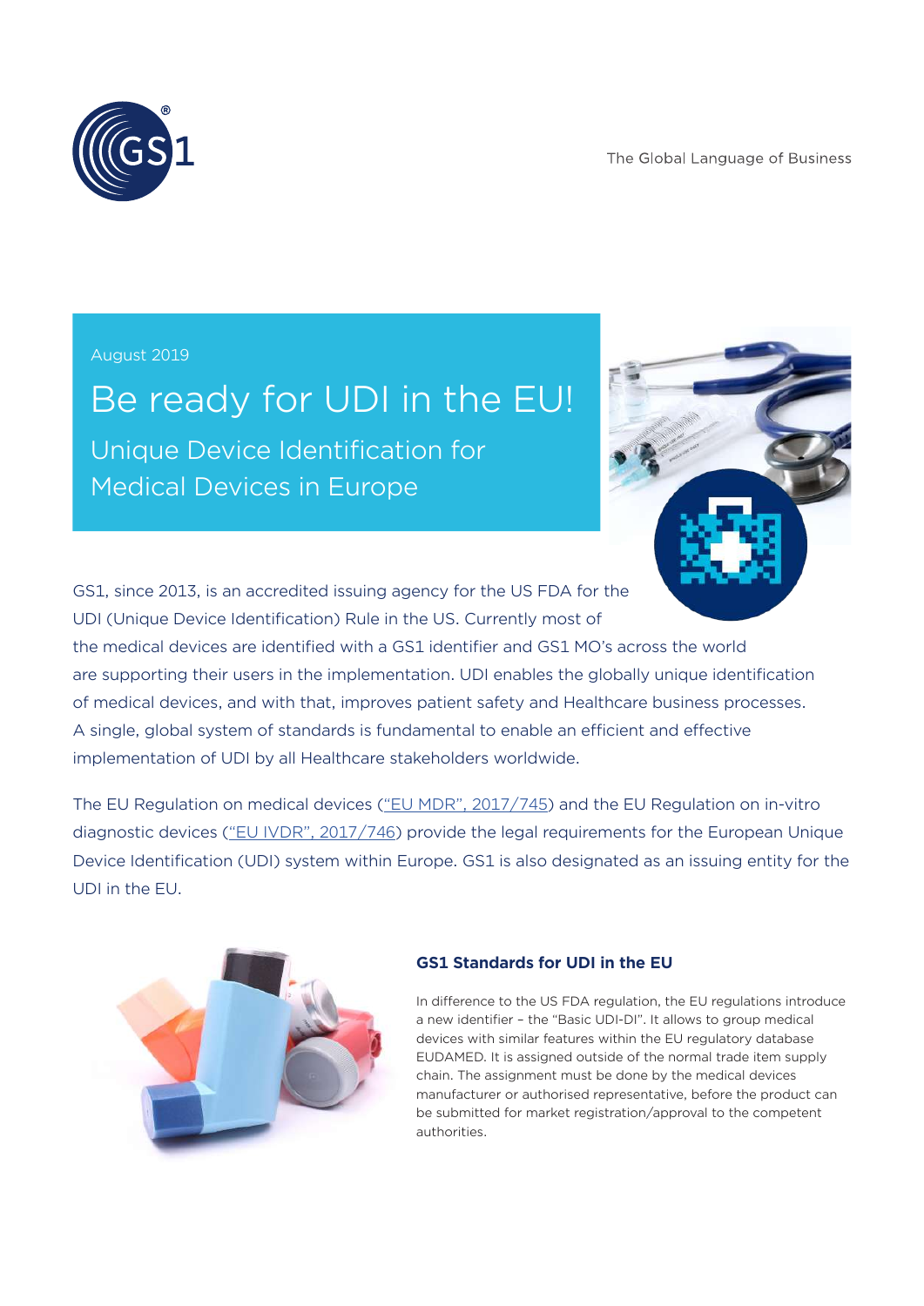The Global Language of Business

August 2019

# Be ready for UDI in the EU!

## Unique Device Identification for Medical Devices in Europe

GS1, since 2013, is an accredited issuing agency for the US FDA for the UDI (Unique Device Identification) Rule in the US. Currently most of the medical devices are identified with a GS1 identifier and GS1 MO's across the world are supporting their users in the implementation. UDI enables the globally unique identification of medical devices, and with that, improves patient safety and Healthcare business processes. A single, global system of standards is fundamental to enable an efficient and effective implementation of UDI by all Healthcare stakeholders worldwide.

The EU Regulation on medical devices ("EU MDR", 2017/745) and the EU Regulation on in-vitro diagnostic devices ("EU IVDR", 2017/746) provide the legal requirements for the European Unique Device Identification (UDI) system within Europe. GS1 is also designated as an issuing entity for the UDI in the EU.

### GS1 Standards for UDI in the EU

In difference to the US FDA regulation, the EU regulations introduce a new identifier – the "Basic UDI-DI". It allows to group medical devices with similar features within the EU regulatory database EUDAMED. It is assigned outside of the normal trade item supply chain. The assignment must be done by the medical devices manufacturer or authorised representative, before the product can be submitted for market registration/approval to the competent authorities.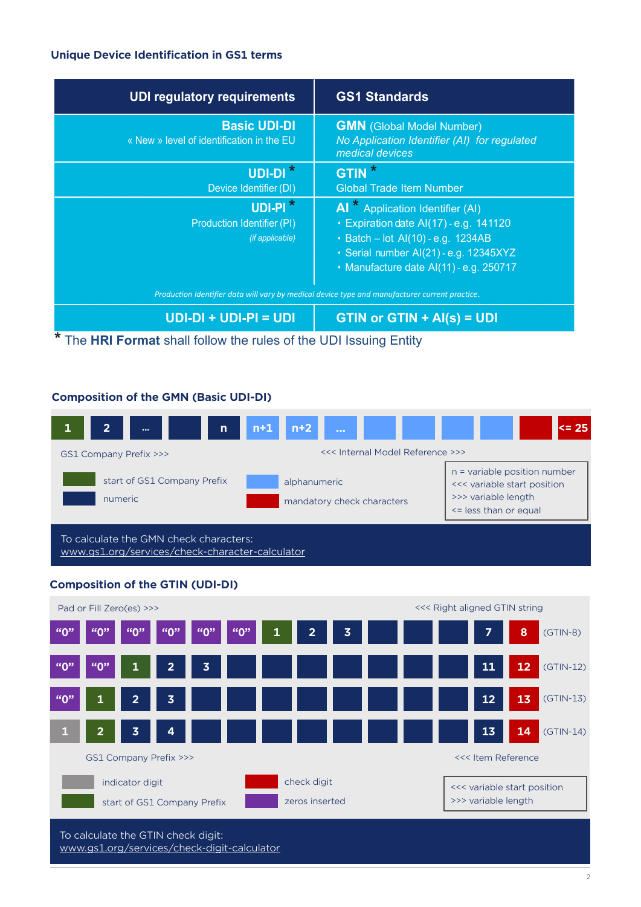## Unique Device Identification in GS1 terms

| UDI regulatory requirements | GS1 Standards |
| --- | --- |
| **Basic UDI-DI**<br>« New » level of identification in the EU | **GMN** (Global Model Number)<br>*No Application Identifier (AI) for regulated medical devices* |
| **UDI-DI** *<br>Device Identifier (DI) | **GTIN** *<br>Global Trade Item Number |
| **UDI-PI** *<br>Production Identifier (PI)<br>*(if applicable)* | **AI** * Application Identifier (AI)<br>• Expiration date AI(17) - e.g. 141120<br>• Batch – lot AI(10) - e.g. 1234AB<br>• Serial number AI(21) - e.g. 12345XYZ<br>• Manufacture date AI(11) - e.g. 250717 |
| *Production Identifier data will vary by medical device type and manufacturer current practice.* | |
| **UDI-DI + UDI-PI = UDI** | **GTIN or GTIN + AI(s) = UDI** |

\* The **HRI Format** shall follow the rules of the UDI Issuing Entity

## Composition of the GMN (Basic UDI-DI)

| 1 | 2 | ... | | n | n+1 | n+2 | ... | | | | | | <= 25 |
| --- | --- | --- | --- | --- | --- | --- | --- | --- | --- | --- | --- | --- | --- |

GS1 Company Prefix >>> &nbsp;&nbsp;&nbsp; <<< Internal Model Reference >>>

- start of GS1 Company Prefix
- numeric
- alphanumeric
- mandatory check characters

n = variable position number
<<< variable start position
>>> variable length
<= less than or equal

To calculate the GMN check characters:
www.gs1.org/services/check-character-calculator

## Composition of the GTIN (UDI-DI)

Pad or Fill Zero(es) >>> &nbsp;&nbsp;&nbsp; <<< Right aligned GTIN string

| | | | | | | | | | | | | | | |
| --- | --- | --- | --- | --- | --- | --- | --- | --- | --- | --- | --- | --- | --- | --- |
| "0" | "0" | "0" | "0" | "0" | "0" | 1 | 2 | 3 | | | | 7 | 8 | (GTIN-8) |
| "0" | "0" | 1 | 2 | 3 | | | | | | | | 11 | 12 | (GTIN-12) |
| "0" | 1 | 2 | 3 | | | | | | | | | 12 | 13 | (GTIN-13) |
| 1 | 2 | 3 | 4 | | | | | | | | | 13 | 14 | (GTIN-14) |

GS1 Company Prefix >>> &nbsp;&nbsp;&nbsp; <<< Item Reference

- indicator digit
- start of GS1 Company Prefix
- check digit
- zeros inserted

<<< variable start position
>>> variable length

To calculate the GTIN check digit:
www.gs1.org/services/check-digit-calculator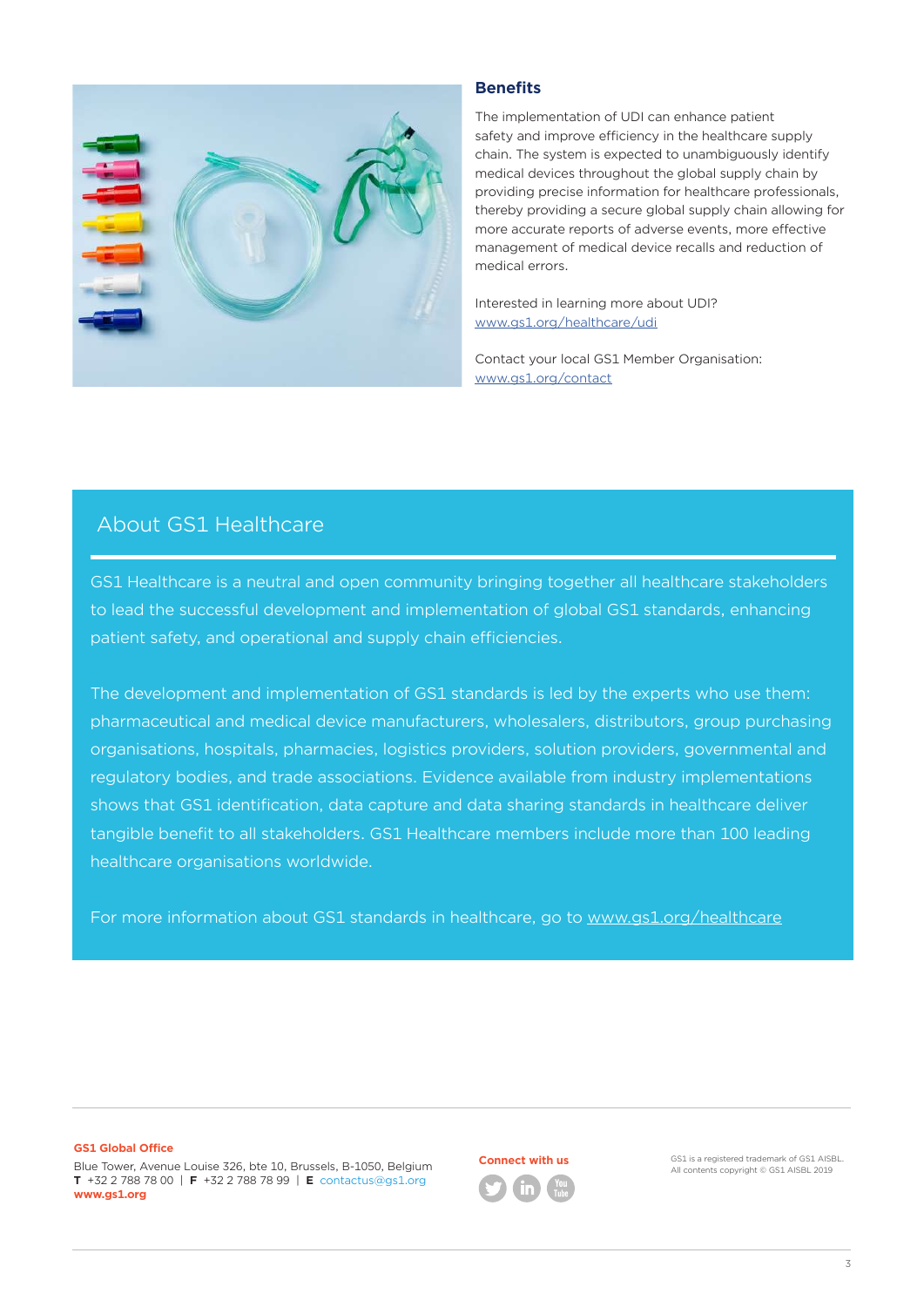## Benefits

The implementation of UDI can enhance patient safety and improve efficiency in the healthcare supply chain. The system is expected to unambiguously identify medical devices throughout the global supply chain by providing precise information for healthcare professionals, thereby providing a secure global supply chain allowing for more accurate reports of adverse events, more effective management of medical device recalls and reduction of medical errors.

Interested in learning more about UDI?
www.gs1.org/healthcare/udi

Contact your local GS1 Member Organisation:
www.gs1.org/contact

## About GS1 Healthcare

GS1 Healthcare is a neutral and open community bringing together all healthcare stakeholders to lead the successful development and implementation of global GS1 standards, enhancing patient safety, and operational and supply chain efficiencies.

The development and implementation of GS1 standards is led by the experts who use them: pharmaceutical and medical device manufacturers, wholesalers, distributors, group purchasing organisations, hospitals, pharmacies, logistics providers, solution providers, governmental and regulatory bodies, and trade associations. Evidence available from industry implementations shows that GS1 identification, data capture and data sharing standards in healthcare deliver tangible benefit to all stakeholders. GS1 Healthcare members include more than 100 leading healthcare organisations worldwide.

For more information about GS1 standards in healthcare, go to www.gs1.org/healthcare

**GS1 Global Office**
Blue Tower, Avenue Louise 326, bte 10, Brussels, B-1050, Belgium
**T** +32 2 788 78 00 | **F** +32 2 788 78 99 | **E** contactus@gs1.org
**www.gs1.org**

**Connect with us**

GS1 is a registered trademark of GS1 AISBL.
All contents copyright © GS1 AISBL 2019